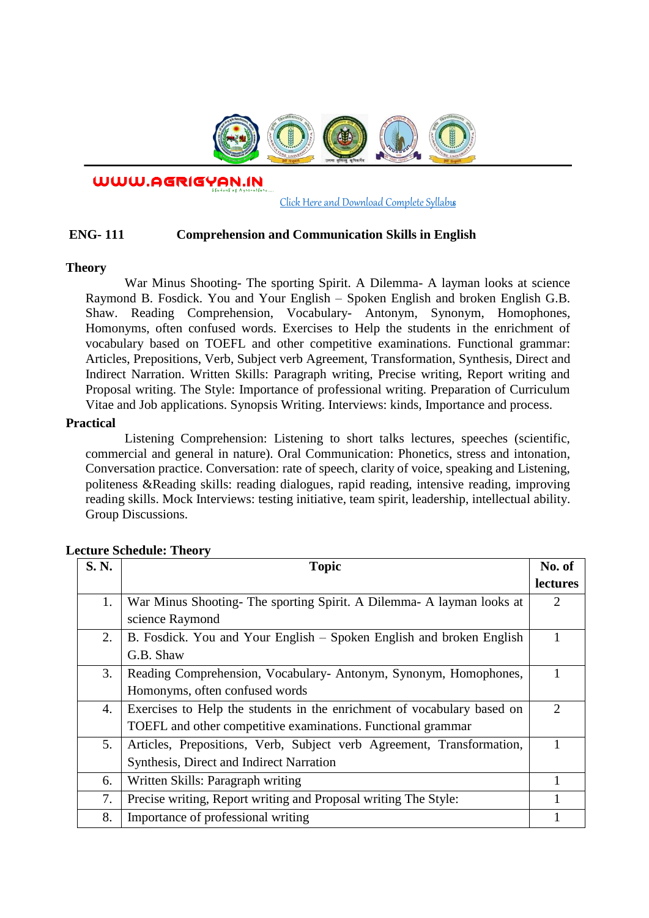WWW.AGRIGYAN.IN

Click Here and Download Complete Syllabus

## ENG- 111 Comprehension and Communication Skills in English

**Theory**

War Minus Shooting- The sporting Spirit. A Dilemma- A layman looks at science Raymond B. Fosdick. You and Your English – Spoken English and broken English G.B. Shaw. Reading Comprehension, Vocabulary- Antonym, Synonym, Homophones, Homonyms, often confused words. Exercises to Help the students in the enrichment of vocabulary based on TOEFL and other competitive examinations. Functional grammar: Articles, Prepositions, Verb, Subject verb Agreement, Transformation, Synthesis, Direct and Indirect Narration. Written Skills: Paragraph writing, Precise writing, Report writing and Proposal writing. The Style: Importance of professional writing. Preparation of Curriculum Vitae and Job applications. Synopsis Writing. Interviews: kinds, Importance and process.

**Practical**

Listening Comprehension: Listening to short talks lectures, speeches (scientific, commercial and general in nature). Oral Communication: Phonetics, stress and intonation, Conversation practice. Conversation: rate of speech, clarity of voice, speaking and Listening, politeness &Reading skills: reading dialogues, rapid reading, intensive reading, improving reading skills. Mock Interviews: testing initiative, team spirit, leadership, intellectual ability. Group Discussions.

**Lecture Schedule: Theory**

| S. N. | Topic | No. of lectures |
|---|---|---|
| 1. | War Minus Shooting- The sporting Spirit. A Dilemma- A layman looks at science Raymond | 2 |
| 2. | B. Fosdick. You and Your English – Spoken English and broken English G.B. Shaw | 1 |
| 3. | Reading Comprehension, Vocabulary- Antonym, Synonym, Homophones, Homonyms, often confused words | 1 |
| 4. | Exercises to Help the students in the enrichment of vocabulary based on TOEFL and other competitive examinations. Functional grammar | 2 |
| 5. | Articles, Prepositions, Verb, Subject verb Agreement, Transformation, Synthesis, Direct and Indirect Narration | 1 |
| 6. | Written Skills: Paragraph writing | 1 |
| 7. | Precise writing, Report writing and Proposal writing The Style: | 1 |
| 8. | Importance of professional writing | 1 |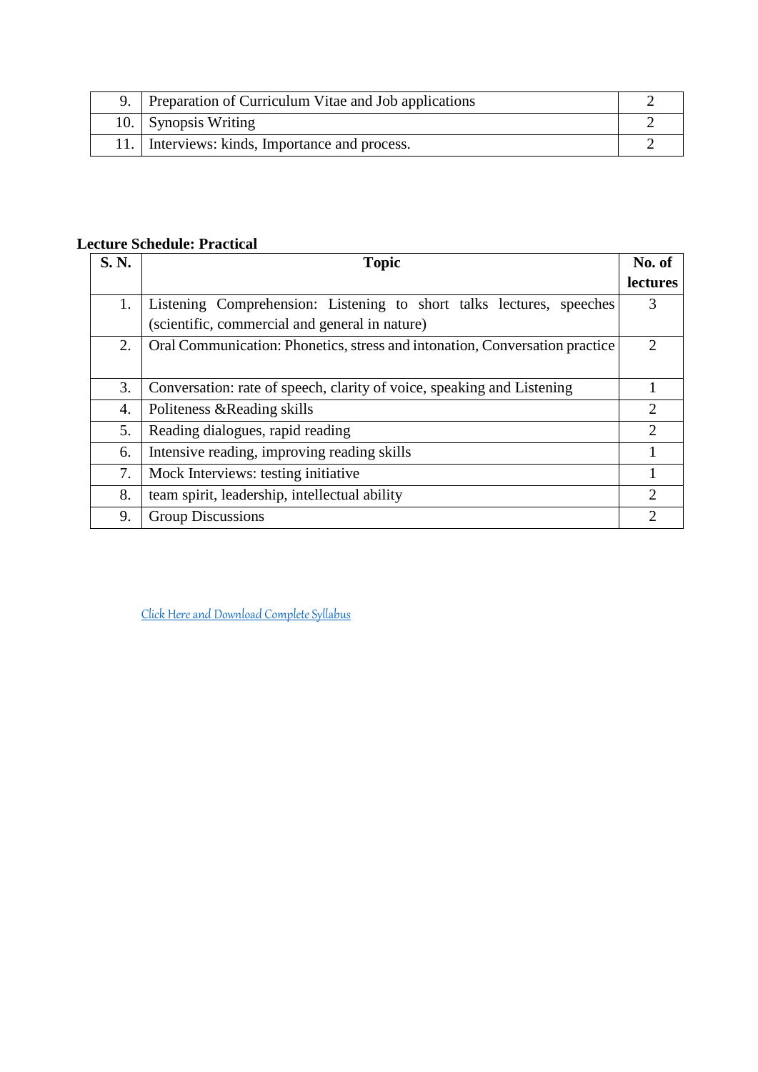| | | |
|---|---|---|
| 9. | Preparation of Curriculum Vitae and Job applications | 2 |
| 10. | Synopsis Writing | 2 |
| 11. | Interviews: kinds, Importance and process. | 2 |

**Lecture Schedule: Practical**

| S. N. | Topic | No. of lectures |
|---|---|---|
| 1. | Listening Comprehension: Listening to short talks lectures, speeches (scientific, commercial and general in nature) | 3 |
| 2. | Oral Communication: Phonetics, stress and intonation, Conversation practice | 2 |
| 3. | Conversation: rate of speech, clarity of voice, speaking and Listening | 1 |
| 4. | Politeness &Reading skills | 2 |
| 5. | Reading dialogues, rapid reading | 2 |
| 6. | Intensive reading, improving reading skills | 1 |
| 7. | Mock Interviews: testing initiative | 1 |
| 8. | team spirit, leadership, intellectual ability | 2 |
| 9. | Group Discussions | 2 |

Click Here and Download Complete Syllabus